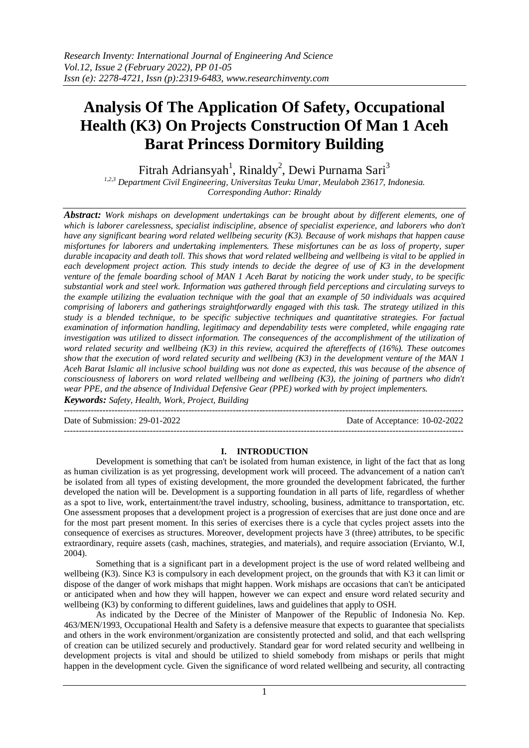# Analysis Of The Application Of Safety, Occupational Health (K3) On Projects Construction Of Man 1 Aceh Barat Princess Dormitory Building

Fitrah Adriansyah[1], Rinaldy[2], Dewi Purnama Sari[3]

*[1,2,3] Department Civil Engineering, Universitas Teuku Umar, Meulaboh 23617, Indonesia.*
*Corresponding Author: Rinaldy*

***Abstract:*** *Work mishaps on development undertakings can be brought about by different elements, one of which is laborer carelessness, specialist indiscipline, absence of specialist experience, and laborers who don't have any significant bearing word related wellbeing security (K3). Because of work mishaps that happen cause misfortunes for laborers and undertaking implementers. These misfortunes can be as loss of property, super durable incapacity and death toll. This shows that word related wellbeing and wellbeing is vital to be applied in each development project action. This study intends to decide the degree of use of K3 in the development venture of the female boarding school of MAN 1 Aceh Barat by noticing the work under study, to be specific substantial work and steel work. Information was gathered through field perceptions and circulating surveys to the example utilizing the evaluation technique with the goal that an example of 50 individuals was acquired comprising of laborers and gatherings straightforwardly engaged with this task. The strategy utilized in this study is a blended technique, to be specific subjective techniques and quantitative strategies. For factual examination of information handling, legitimacy and dependability tests were completed, while engaging rate investigation was utilized to dissect information. The consequences of the accomplishment of the utilization of word related security and wellbeing (K3) in this review, acquired the aftereffects of (16%). These outcomes show that the execution of word related security and wellbeing (K3) in the development venture of the MAN 1 Aceh Barat Islamic all inclusive school building was not done as expected, this was because of the absence of consciousness of laborers on word related wellbeing and wellbeing (K3), the joining of partners who didn't wear PPE, and the absence of Individual Defensive Gear (PPE) worked with by project implementers.*

***Keywords:*** *Safety, Health, Work, Project, Building*

---

Date of Submission: 29-01-2022 | Date of Acceptance: 10-02-2022

---

## I. INTRODUCTION

Development is something that can't be isolated from human existence, in light of the fact that as long as human civilization is as yet progressing, development work will proceed. The advancement of a nation can't be isolated from all types of existing development, the more grounded the development fabricated, the further developed the nation will be. Development is a supporting foundation in all parts of life, regardless of whether as a spot to live, work, entertainment/the travel industry, schooling, business, admittance to transportation, etc. One assessment proposes that a development project is a progression of exercises that are just done once and are for the most part present moment. In this series of exercises there is a cycle that cycles project assets into the consequence of exercises as structures. Moreover, development projects have 3 (three) attributes, to be specific extraordinary, require assets (cash, machines, strategies, and materials), and require association (Ervianto, W.I, 2004).

Something that is a significant part in a development project is the use of word related wellbeing and wellbeing (K3). Since K3 is compulsory in each development project, on the grounds that with K3 it can limit or dispose of the danger of work mishaps that might happen. Work mishaps are occasions that can't be anticipated or anticipated when and how they will happen, however we can expect and ensure word related security and wellbeing (K3) by conforming to different guidelines, laws and guidelines that apply to OSH.

As indicated by the Decree of the Minister of Manpower of the Republic of Indonesia No. Kep. 463/MEN/1993, Occupational Health and Safety is a defensive measure that expects to guarantee that specialists and others in the work environment/organization are consistently protected and solid, and that each wellspring of creation can be utilized securely and productively. Standard gear for word related security and wellbeing in development projects is vital and should be utilized to shield somebody from mishaps or perils that might happen in the development cycle. Given the significance of word related wellbeing and security, all contracting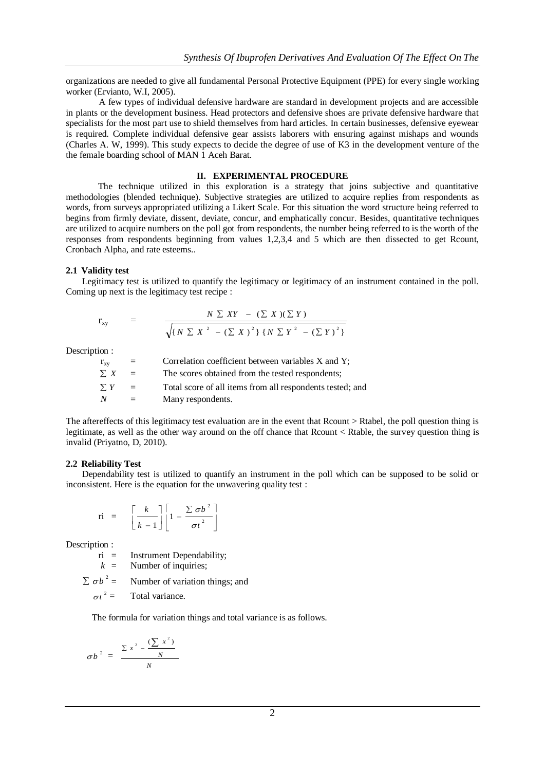organizations are needed to give all fundamental Personal Protective Equipment (PPE) for every single working worker (Ervianto, W.I, 2005).

A few types of individual defensive hardware are standard in development projects and are accessible in plants or the development business. Head protectors and defensive shoes are private defensive hardware that specialists for the most part use to shield themselves from hard articles. In certain businesses, defensive eyewear is required. Complete individual defensive gear assists laborers with ensuring against mishaps and wounds (Charles A. W, 1999). This study expects to decide the degree of use of K3 in the development venture of the the female boarding school of MAN 1 Aceh Barat.

## II. EXPERIMENTAL PROCEDURE

The technique utilized in this exploration is a strategy that joins subjective and quantitative methodologies (blended technique). Subjective strategies are utilized to acquire replies from respondents as words, from surveys appropriated utilizing a Likert Scale. For this situation the word structure being referred to begins from firmly deviate, dissent, deviate, concur, and emphatically concur. Besides, quantitative techniques are utilized to acquire numbers on the poll got from respondents, the number being referred to is the worth of the responses from respondents beginning from values 1,2,3,4 and 5 which are then dissected to get Rcount, Cronbach Alpha, and rate esteems..

### 2.1 Validity test

Legitimacy test is utilized to quantify the legitimacy or legitimacy of an instrument contained in the poll. Coming up next is the legitimacy test recipe :

$$r_{xy} = \frac{N \sum XY - (\sum X)(\sum Y)}{\sqrt{\{N \sum X^2 - (\sum X)^2\}\{N \sum Y^2 - (\sum Y)^2\}}}$$

Description :

$r_{xy}$ = Correlation coefficient between variables X and Y;
$\sum X$ = The scores obtained from the tested respondents;
$\sum Y$ = Total score of all items from all respondents tested; and
$N$ = Many respondents.

The aftereffects of this legitimacy test evaluation are in the event that Rcount > Rtabel, the poll question thing is legitimate, as well as the other way around on the off chance that Rcount < Rtable, the survey question thing is invalid (Priyatno, D, 2010).

### 2.2 Reliability Test

Dependability test is utilized to quantify an instrument in the poll which can be supposed to be solid or inconsistent. Here is the equation for the unwavering quality test :

$$ri = \left[\frac{k}{k-1}\right]\left[1 - \frac{\sum \sigma b^2}{\sigma t^2}\right]$$

Description :

ri = Instrument Dependability;
$k$ = Number of inquiries;
$\sum \sigma b^2$ = Number of variation things; and
$\sigma t^2$ = Total variance.

The formula for variation things and total variance is as follows.

$$\sigma b^2 = \frac{\sum x^2 - \frac{(\sum x^2)}{N}}{N}$$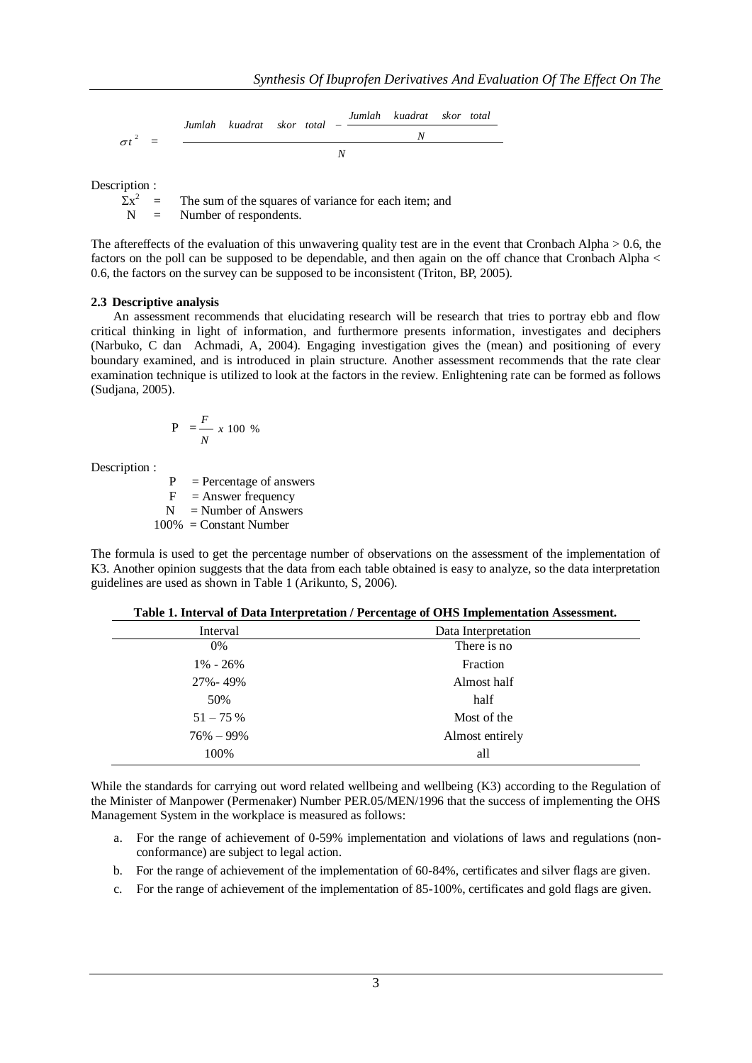$$\sigma t^2 = \frac{Jumlah \quad kuadrat \quad skor \quad total - \dfrac{Jumlah \quad kuadrat \quad skor \quad total}{N}}{N}$$

Description :

$\Sigma x^2$ = The sum of the squares of variance for each item; and

N = Number of respondents.

The aftereffects of the evaluation of this unwavering quality test are in the event that Cronbach Alpha > 0.6, the factors on the poll can be supposed to be dependable, and then again on the off chance that Cronbach Alpha < 0.6, the factors on the survey can be supposed to be inconsistent (Triton, BP, 2005).

### 2.3 Descriptive analysis

An assessment recommends that elucidating research will be research that tries to portray ebb and flow critical thinking in light of information, and furthermore presents information, investigates and deciphers (Narbuko, C dan Achmadi, A, 2004). Engaging investigation gives the (mean) and positioning of every boundary examined, and is introduced in plain structure. Another assessment recommends that the rate clear examination technique is utilized to look at the factors in the review. Enlightening rate can be formed as follows (Sudjana, 2005).

$$P = \frac{F}{N} \times 100 \ \%$$

Description :

P = Percentage of answers
F = Answer frequency
N = Number of Answers
100% = Constant Number

The formula is used to get the percentage number of observations on the assessment of the implementation of K3. Another opinion suggests that the data from each table obtained is easy to analyze, so the data interpretation guidelines are used as shown in Table 1 (Arikunto, S, 2006).

**Table 1. Interval of Data Interpretation / Percentage of OHS Implementation Assessment.**

| Interval | Data Interpretation |
|---|---|
| 0% | There is no |
| 1% - 26% | Fraction |
| 27%- 49% | Almost half |
| 50% | half |
| 51 – 75 % | Most of the |
| 76% – 99% | Almost entirely |
| 100% | all |

While the standards for carrying out word related wellbeing and wellbeing (K3) according to the Regulation of the Minister of Manpower (Permenaker) Number PER.05/MEN/1996 that the success of implementing the OHS Management System in the workplace is measured as follows:

a. For the range of achievement of 0-59% implementation and violations of laws and regulations (non-conformance) are subject to legal action.
b. For the range of achievement of the implementation of 60-84%, certificates and silver flags are given.
c. For the range of achievement of the implementation of 85-100%, certificates and gold flags are given.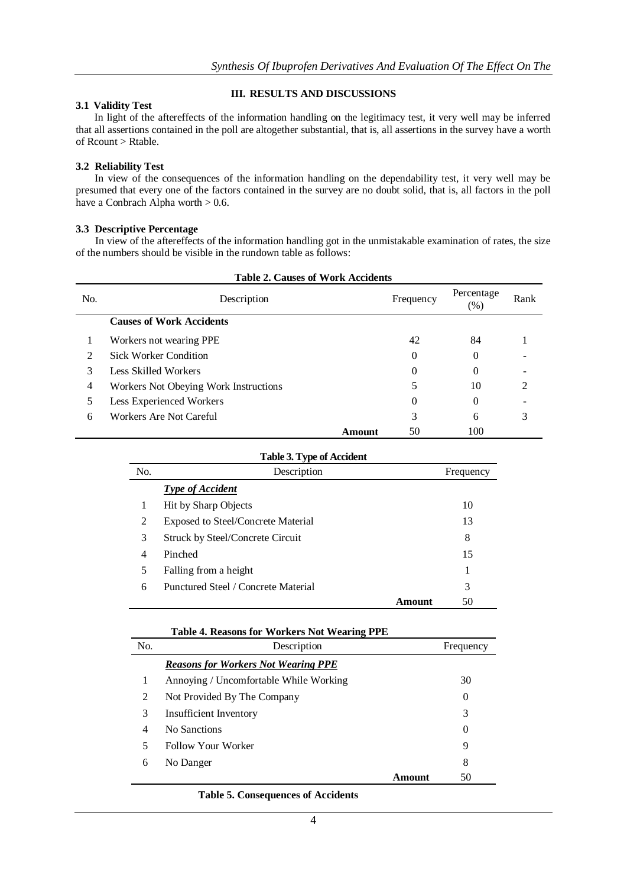## III. RESULTS AND DISCUSSIONS

### 3.1 Validity Test

In light of the aftereffects of the information handling on the legitimacy test, it very well may be inferred that all assertions contained in the poll are altogether substantial, that is, all assertions in the survey have a worth of Rcount > Rtable.

### 3.2 Reliability Test

In view of the consequences of the information handling on the dependability test, it very well may be presumed that every one of the factors contained in the survey are no doubt solid, that is, all factors in the poll have a Conbrach Alpha worth > 0.6.

### 3.3 Descriptive Percentage

In view of the aftereffects of the information handling got in the unmistakable examination of rates, the size of the numbers should be visible in the rundown table as follows:

**Table 2. Causes of Work Accidents**

| No. | Description | Frequency | Percentage (%) | Rank |
|---|---|---|---|---|
| | **Causes of Work Accidents** | | | |
| 1 | Workers not wearing PPE | 42 | 84 | 1 |
| 2 | Sick Worker Condition | 0 | 0 | - |
| 3 | Less Skilled Workers | 0 | 0 | - |
| 4 | Workers Not Obeying Work Instructions | 5 | 10 | 2 |
| 5 | Less Experienced Workers | 0 | 0 | - |
| 6 | Workers Are Not Careful | 3 | 6 | 3 |
| | **Amount** | 50 | 100 | |

**Table 3. Type of Accident**

| No. | Description | Frequency |
|---|---|---|
| | ***Type of Accident*** | |
| 1 | Hit by Sharp Objects | 10 |
| 2 | Exposed to Steel/Concrete Material | 13 |
| 3 | Struck by Steel/Concrete Circuit | 8 |
| 4 | Pinched | 15 |
| 5 | Falling from a height | 1 |
| 6 | Punctured Steel / Concrete Material | 3 |
| | **Amount** | 50 |

**Table 4. Reasons for Workers Not Wearing PPE**

| No. | Description | Frequency |
|---|---|---|
| | ***Reasons for Workers Not Wearing PPE*** | |
| 1 | Annoying / Uncomfortable While Working | 30 |
| 2 | Not Provided By The Company | 0 |
| 3 | Insufficient Inventory | 3 |
| 4 | No Sanctions | 0 |
| 5 | Follow Your Worker | 9 |
| 6 | No Danger | 8 |
| | **Amount** | 50 |

**Table 5. Consequences of Accidents**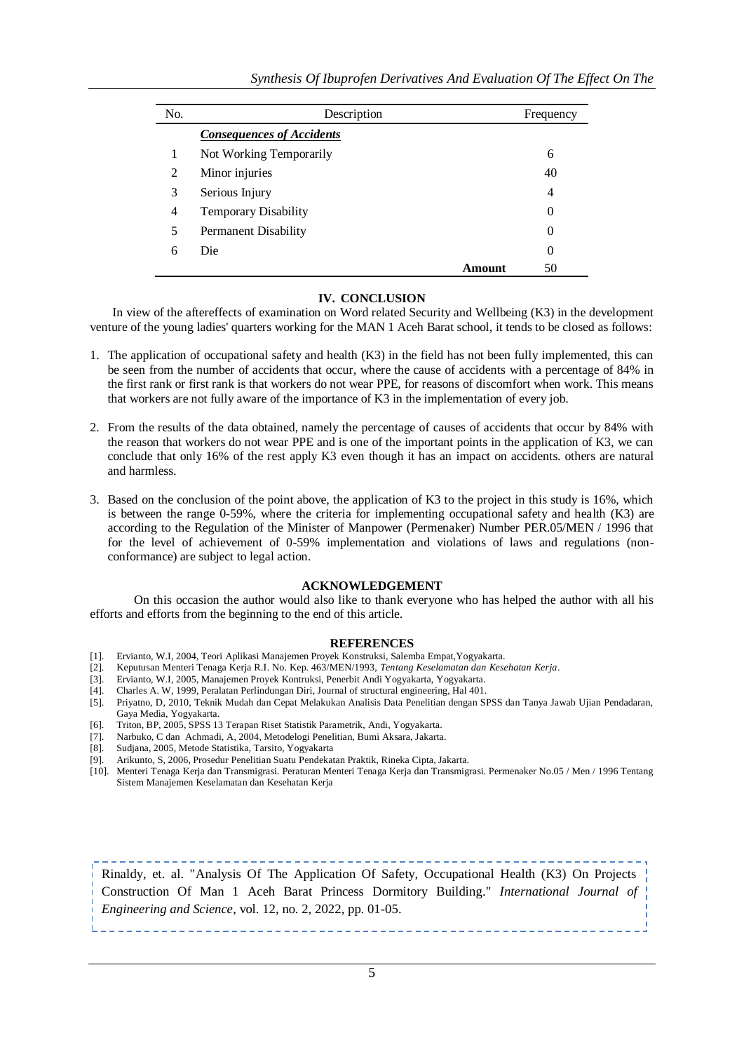| No. | Description | Frequency |
|---|---|---|
| | ***Consequences of Accidents*** | |
| 1 | Not Working Temporarily | 6 |
| 2 | Minor injuries | 40 |
| 3 | Serious Injury | 4 |
| 4 | Temporary Disability | 0 |
| 5 | Permanent Disability | 0 |
| 6 | Die | 0 |
| | **Amount** | 50 |

## IV. CONCLUSION

In view of the aftereffects of examination on Word related Security and Wellbeing (K3) in the development venture of the young ladies' quarters working for the MAN 1 Aceh Barat school, it tends to be closed as follows:

1. The application of occupational safety and health (K3) in the field has not been fully implemented, this can be seen from the number of accidents that occur, where the cause of accidents with a percentage of 84% in the first rank or first rank is that workers do not wear PPE, for reasons of discomfort when work. This means that workers are not fully aware of the importance of K3 in the implementation of every job.

2. From the results of the data obtained, namely the percentage of causes of accidents that occur by 84% with the reason that workers do not wear PPE and is one of the important points in the application of K3, we can conclude that only 16% of the rest apply K3 even though it has an impact on accidents. others are natural and harmless.

3. Based on the conclusion of the point above, the application of K3 to the project in this study is 16%, which is between the range 0-59%, where the criteria for implementing occupational safety and health (K3) are according to the Regulation of the Minister of Manpower (Permenaker) Number PER.05/MEN / 1996 that for the level of achievement of 0-59% implementation and violations of laws and regulations (non-conformance) are subject to legal action.

## ACKNOWLEDGEMENT

On this occasion the author would also like to thank everyone who has helped the author with all his efforts and efforts from the beginning to the end of this article.

## REFERENCES

[1]. Ervianto, W.I, 2004, Teori Aplikasi Manajemen Proyek Konstruksi, Salemba Empat,Yogyakarta.
[2]. Keputusan Menteri Tenaga Kerja R.I. No. Kep. 463/MEN/1993, *Tentang Keselamatan dan Kesehatan Kerja*.
[3]. Ervianto, W.I, 2005, Manajemen Proyek Kontruksi, Penerbit Andi Yogyakarta, Yogyakarta.
[4]. Charles A. W, 1999, Peralatan Perlindungan Diri, Journal of structural engineering, Hal 401.
[5]. Priyatno, D, 2010, Teknik Mudah dan Cepat Melakukan Analisis Data Penelitian dengan SPSS dan Tanya Jawab Ujian Pendadaran, Gaya Media, Yogyakarta.
[6]. Triton, BP, 2005, SPSS 13 Terapan Riset Statistik Parametrik, Andi, Yogyakarta.
[7]. Narbuko, C dan Achmadi, A, 2004, Metodelogi Penelitian, Bumi Aksara, Jakarta.
[8]. Sudjana, 2005, Metode Statistika, Tarsito, Yogyakarta
[9]. Arikunto, S, 2006, Prosedur Penelitian Suatu Pendekatan Praktik, Rineka Cipta, Jakarta.
[10]. Menteri Tenaga Kerja dan Transmigrasi. Peraturan Menteri Tenaga Kerja dan Transmigrasi. Permenaker No.05 / Men / 1996 Tentang Sistem Manajemen Keselamatan dan Kesehatan Kerja

Rinaldy, et. al. "Analysis Of The Application Of Safety, Occupational Health (K3) On Projects Construction Of Man 1 Aceh Barat Princess Dormitory Building." *International Journal of Engineering and Science*, vol. 12, no. 2, 2022, pp. 01-05.